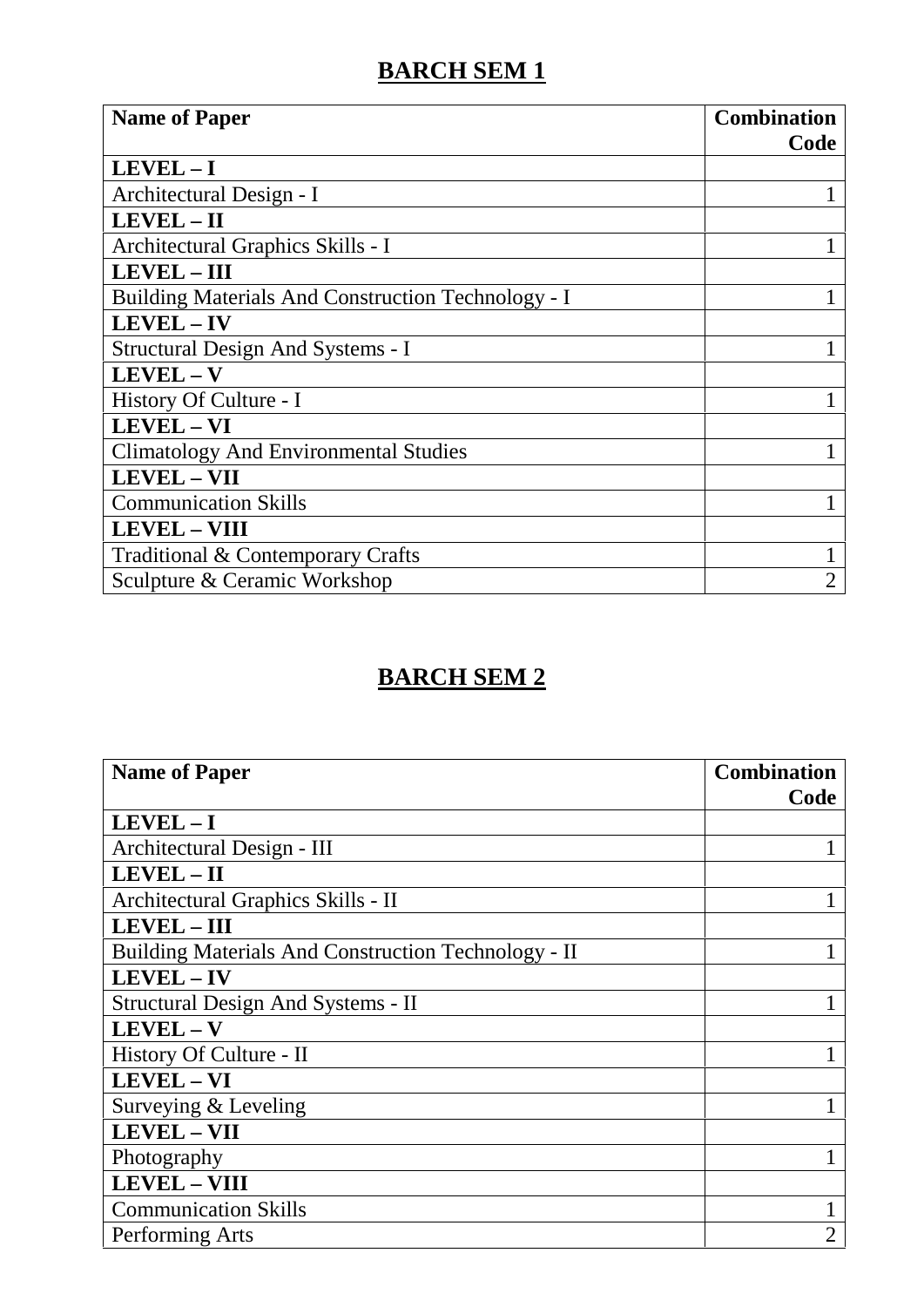# BARCH SEM 1

| **Name of Paper** | **Combination Code** |
|---|---|
| **LEVEL – I** | |
| Architectural Design - I | 1 |
| **LEVEL – II** | |
| Architectural Graphics Skills - I | 1 |
| **LEVEL – III** | |
| Building Materials And Construction Technology - I | 1 |
| **LEVEL – IV** | |
| Structural Design And Systems - I | 1 |
| **LEVEL – V** | |
| History Of Culture - I | 1 |
| **LEVEL – VI** | |
| Climatology And Environmental Studies | 1 |
| **LEVEL – VII** | |
| Communication Skills | 1 |
| **LEVEL – VIII** | |
| Traditional & Contemporary Crafts | 1 |
| Sculpture & Ceramic Workshop | 2 |

# BARCH SEM 2

| **Name of Paper** | **Combination Code** |
|---|---|
| **LEVEL – I** | |
| Architectural Design - III | 1 |
| **LEVEL – II** | |
| Architectural Graphics Skills - II | 1 |
| **LEVEL – III** | |
| Building Materials And Construction Technology - II | 1 |
| **LEVEL – IV** | |
| Structural Design And Systems - II | 1 |
| **LEVEL – V** | |
| History Of Culture - II | 1 |
| **LEVEL – VI** | |
| Surveying & Leveling | 1 |
| **LEVEL – VII** | |
| Photography | 1 |
| **LEVEL – VIII** | |
| Communication Skills | 1 |
| Performing Arts | 2 |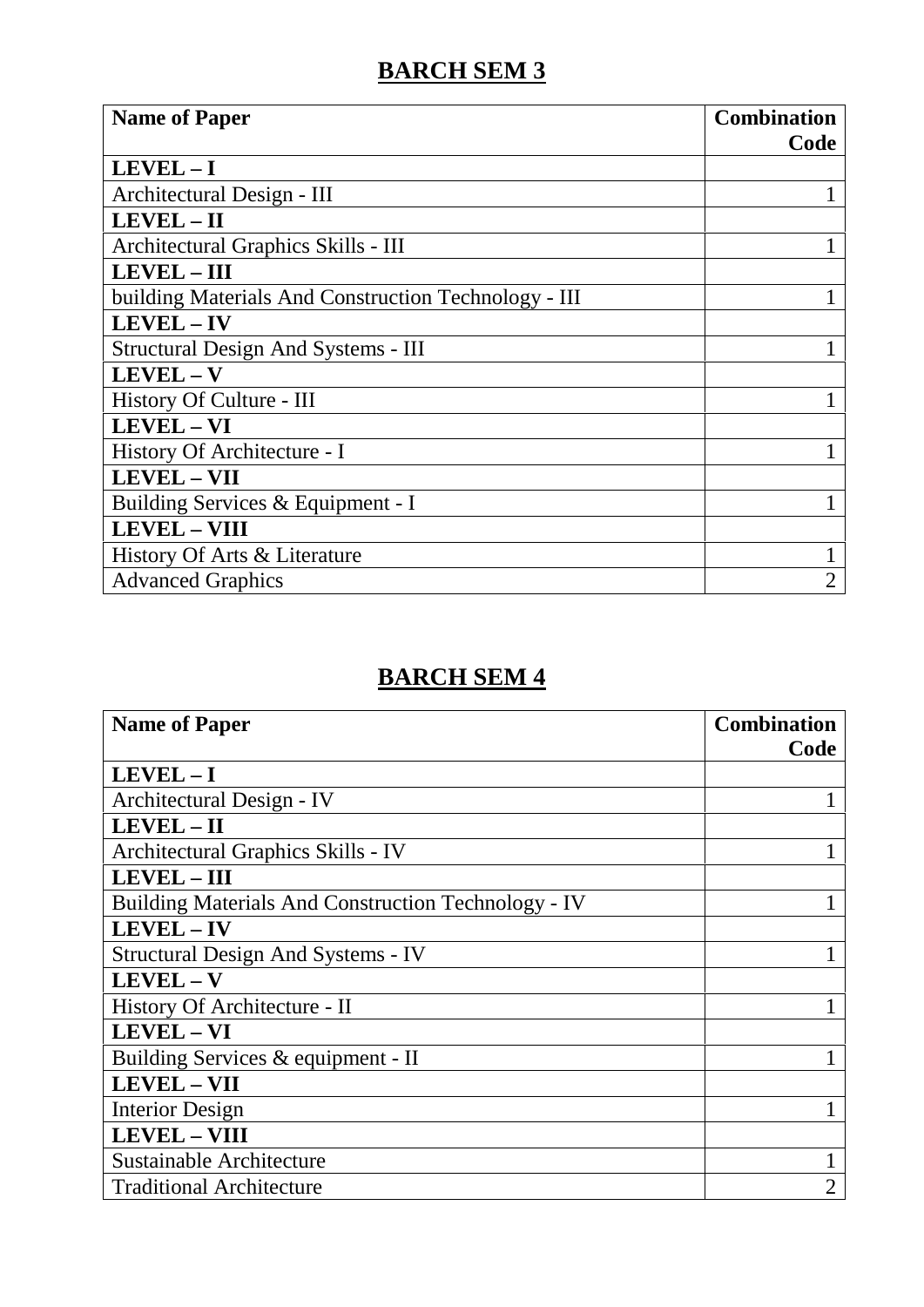## BARCH SEM 3

| Name of Paper | Combination Code |
|---|---|
| **LEVEL – I** | |
| Architectural Design - III | 1 |
| **LEVEL – II** | |
| Architectural Graphics Skills - III | 1 |
| **LEVEL – III** | |
| building Materials And Construction Technology - III | 1 |
| **LEVEL – IV** | |
| Structural Design And Systems - III | 1 |
| **LEVEL – V** | |
| History Of Culture - III | 1 |
| **LEVEL – VI** | |
| History Of Architecture - I | 1 |
| **LEVEL – VII** | |
| Building Services & Equipment - I | 1 |
| **LEVEL – VIII** | |
| History Of Arts & Literature | 1 |
| Advanced Graphics | 2 |

## BARCH SEM 4

| Name of Paper | Combination Code |
|---|---|
| **LEVEL – I** | |
| Architectural Design - IV | 1 |
| **LEVEL – II** | |
| Architectural Graphics Skills - IV | 1 |
| **LEVEL – III** | |
| Building Materials And Construction Technology - IV | 1 |
| **LEVEL – IV** | |
| Structural Design And Systems - IV | 1 |
| **LEVEL – V** | |
| History Of Architecture - II | 1 |
| **LEVEL – VI** | |
| Building Services & equipment - II | 1 |
| **LEVEL – VII** | |
| Interior Design | 1 |
| **LEVEL – VIII** | |
| Sustainable Architecture | 1 |
| Traditional Architecture | 2 |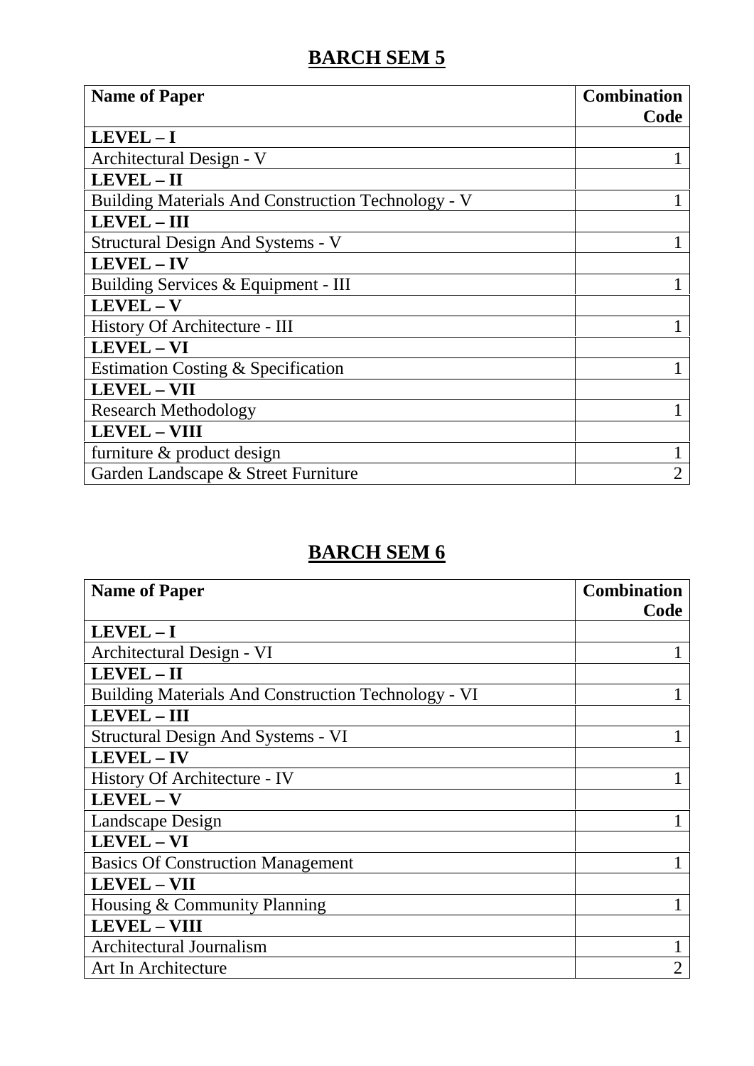## BARCH SEM 5

| Name of Paper | Combination Code |
|---|---|
| **LEVEL – I** | |
| Architectural Design - V | 1 |
| **LEVEL – II** | |
| Building Materials And Construction Technology - V | 1 |
| **LEVEL – III** | |
| Structural Design And Systems - V | 1 |
| **LEVEL – IV** | |
| Building Services & Equipment - III | 1 |
| **LEVEL – V** | |
| History Of Architecture - III | 1 |
| **LEVEL – VI** | |
| Estimation Costing & Specification | 1 |
| **LEVEL – VII** | |
| Research Methodology | 1 |
| **LEVEL – VIII** | |
| furniture & product design | 1 |
| Garden Landscape & Street Furniture | 2 |

## BARCH SEM 6

| Name of Paper | Combination Code |
|---|---|
| **LEVEL – I** | |
| Architectural Design - VI | 1 |
| **LEVEL – II** | |
| Building Materials And Construction Technology - VI | 1 |
| **LEVEL – III** | |
| Structural Design And Systems - VI | 1 |
| **LEVEL – IV** | |
| History Of Architecture - IV | 1 |
| **LEVEL – V** | |
| Landscape Design | 1 |
| **LEVEL – VI** | |
| Basics Of Construction Management | 1 |
| **LEVEL – VII** | |
| Housing & Community Planning | 1 |
| **LEVEL – VIII** | |
| Architectural Journalism | 1 |
| Art In Architecture | 2 |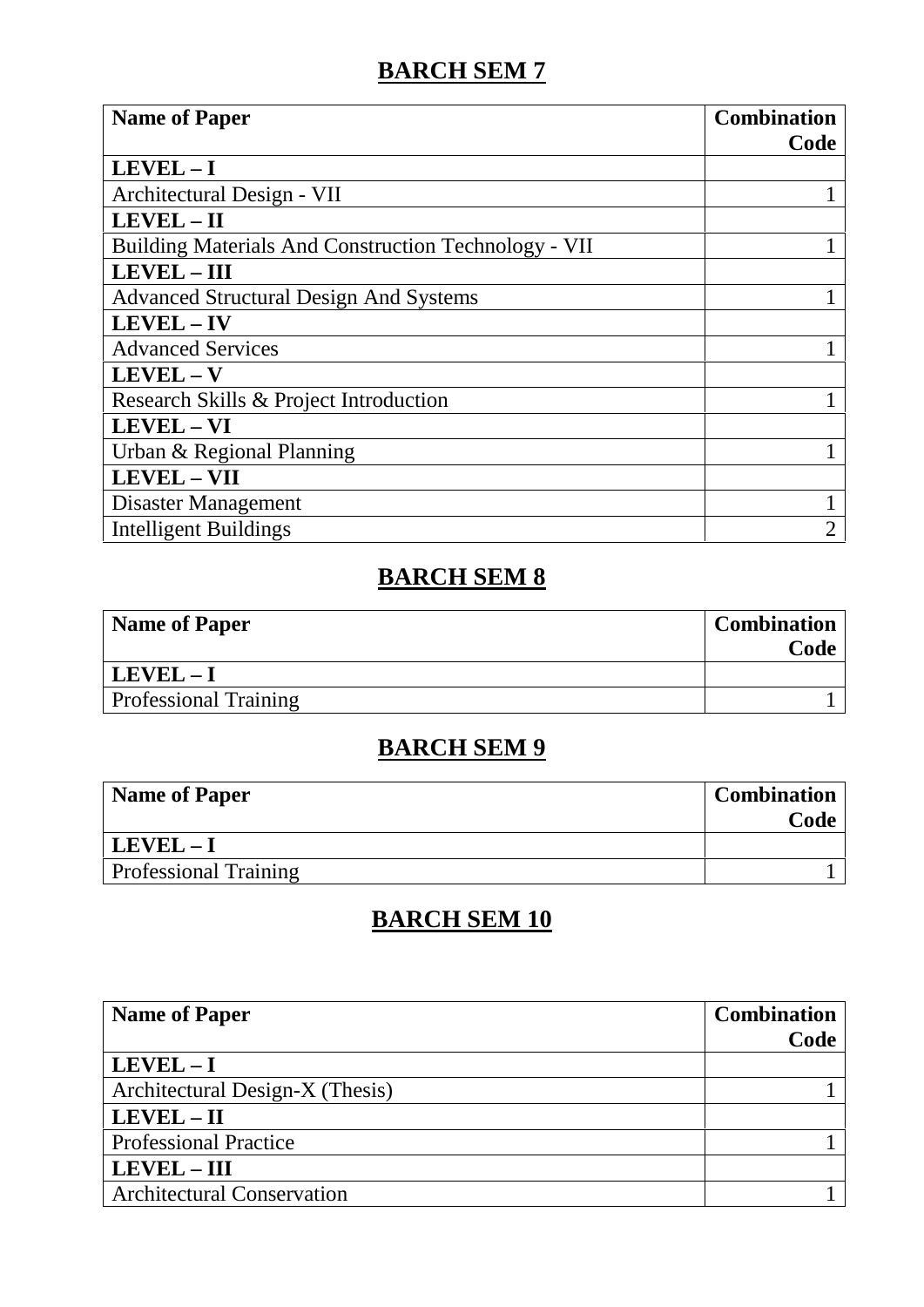## BARCH SEM 7

| Name of Paper | Combination Code |
|---|---|
| **LEVEL – I** | |
| Architectural Design - VII | 1 |
| **LEVEL – II** | |
| Building Materials And Construction Technology - VII | 1 |
| **LEVEL – III** | |
| Advanced Structural Design And Systems | 1 |
| **LEVEL – IV** | |
| Advanced Services | 1 |
| **LEVEL – V** | |
| Research Skills & Project Introduction | 1 |
| **LEVEL – VI** | |
| Urban & Regional Planning | 1 |
| **LEVEL – VII** | |
| Disaster Management | 1 |
| Intelligent Buildings | 2 |

## BARCH SEM 8

| Name of Paper | Combination Code |
|---|---|
| **LEVEL – I** | |
| Professional Training | 1 |

## BARCH SEM 9

| Name of Paper | Combination Code |
|---|---|
| **LEVEL – I** | |
| Professional Training | 1 |

## BARCH SEM 10

| Name of Paper | Combination Code |
|---|---|
| **LEVEL – I** | |
| Architectural Design-X (Thesis) | 1 |
| **LEVEL – II** | |
| Professional Practice | 1 |
| **LEVEL – III** | |
| Architectural Conservation | 1 |